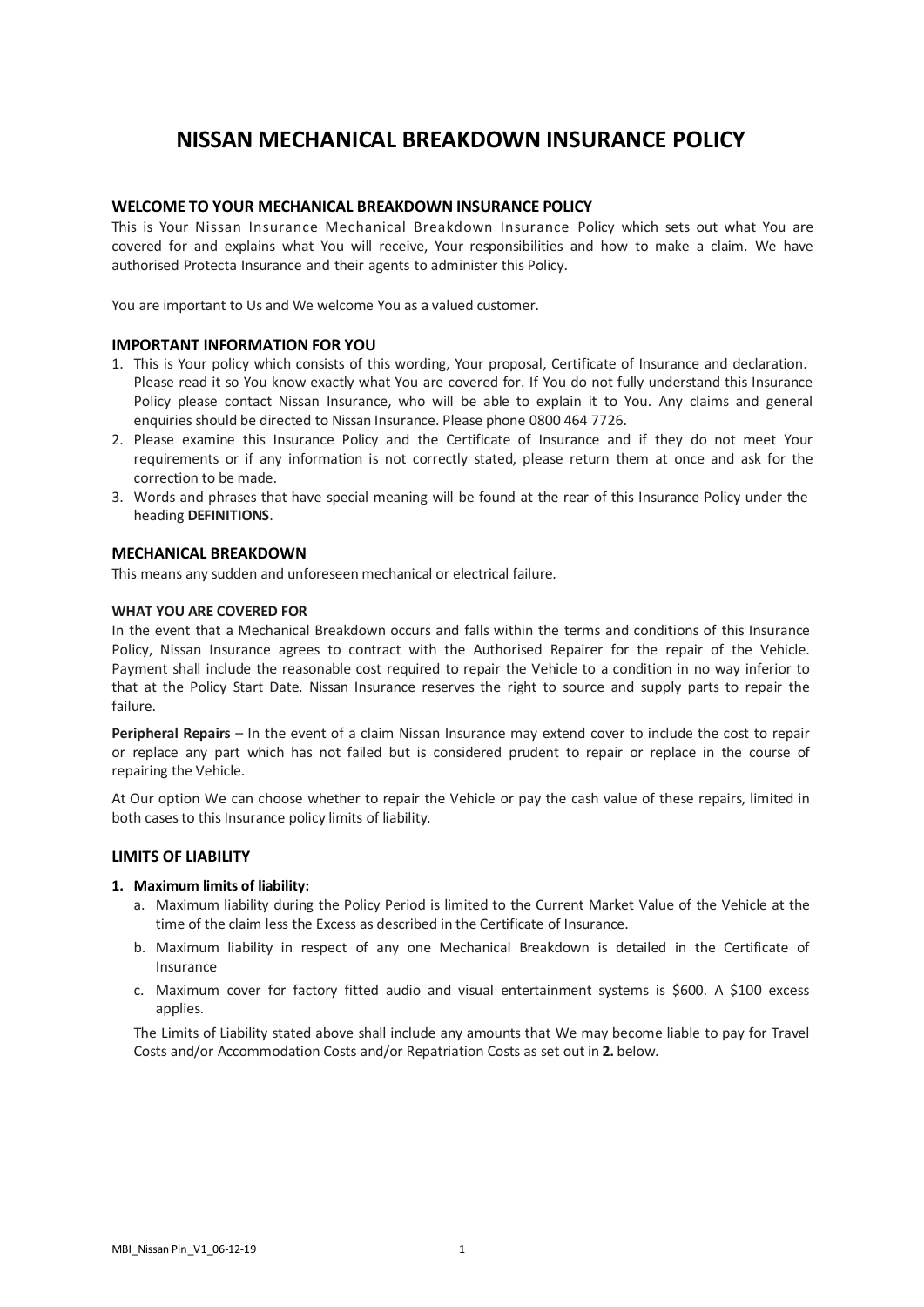# NISSAN MECHANICAL BREAKDOWN INSURANCE POLICY

## WELCOME TO YOUR MECHANICAL BREAKDOWN INSURANCE POLICY

This is Your Nissan Insurance Mechanical Breakdown Insurance Policy which sets out what You are covered for and explains what You will receive, Your responsibilities and how to make a claim. We have authorised Protecta Insurance and their agents to administer this Policy.

You are important to Us and We welcome You as a valued customer.

## IMPORTANT INFORMATION FOR YOU

1. This is Your policy which consists of this wording, Your proposal, Certificate of Insurance and declaration. Please read it so You know exactly what You are covered for. If You do not fully understand this Insurance Policy please contact Nissan Insurance, who will be able to explain it to You. Any claims and general enquiries should be directed to Nissan Insurance. Please phone 0800 464 7726.
2. Please examine this Insurance Policy and the Certificate of Insurance and if they do not meet Your requirements or if any information is not correctly stated, please return them at once and ask for the correction to be made.
3. Words and phrases that have special meaning will be found at the rear of this Insurance Policy under the heading **DEFINITIONS**.

## MECHANICAL BREAKDOWN

This means any sudden and unforeseen mechanical or electrical failure.

### WHAT YOU ARE COVERED FOR

In the event that a Mechanical Breakdown occurs and falls within the terms and conditions of this Insurance Policy, Nissan Insurance agrees to contract with the Authorised Repairer for the repair of the Vehicle. Payment shall include the reasonable cost required to repair the Vehicle to a condition in no way inferior to that at the Policy Start Date. Nissan Insurance reserves the right to source and supply parts to repair the failure.

**Peripheral Repairs** – In the event of a claim Nissan Insurance may extend cover to include the cost to repair or replace any part which has not failed but is considered prudent to repair or replace in the course of repairing the Vehicle.

At Our option We can choose whether to repair the Vehicle or pay the cash value of these repairs, limited in both cases to this Insurance policy limits of liability.

## LIMITS OF LIABILITY

1. **Maximum limits of liability:**
   a. Maximum liability during the Policy Period is limited to the Current Market Value of the Vehicle at the time of the claim less the Excess as described in the Certificate of Insurance.
   b. Maximum liability in respect of any one Mechanical Breakdown is detailed in the Certificate of Insurance
   c. Maximum cover for factory fitted audio and visual entertainment systems is $600. A $100 excess applies.

   The Limits of Liability stated above shall include any amounts that We may become liable to pay for Travel Costs and/or Accommodation Costs and/or Repatriation Costs as set out in **2.** below.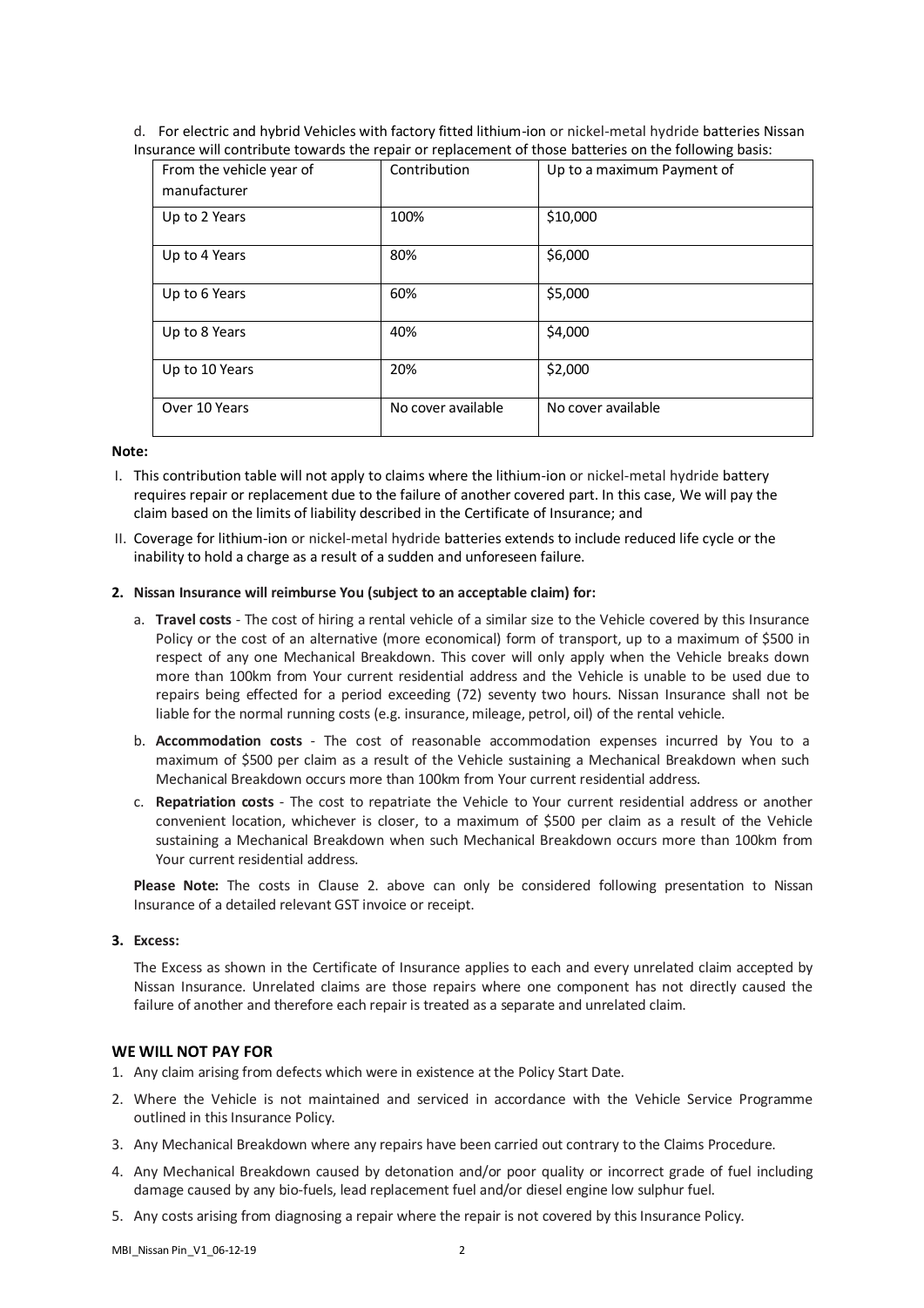d. For electric and hybrid Vehicles with factory fitted lithium-ion or nickel-metal hydride batteries Nissan Insurance will contribute towards the repair or replacement of those batteries on the following basis:

| From the vehicle year of manufacturer | Contribution | Up to a maximum Payment of |
|---|---|---|
| Up to 2 Years | 100% | $10,000 |
| Up to 4 Years | 80% | $6,000 |
| Up to 6 Years | 60% | $5,000 |
| Up to 8 Years | 40% | $4,000 |
| Up to 10 Years | 20% | $2,000 |
| Over 10 Years | No cover available | No cover available |

**Note:**

I. This contribution table will not apply to claims where the lithium-ion or nickel-metal hydride battery requires repair or replacement due to the failure of another covered part. In this case, We will pay the claim based on the limits of liability described in the Certificate of Insurance; and

II. Coverage for lithium-ion or nickel-metal hydride batteries extends to include reduced life cycle or the inability to hold a charge as a result of a sudden and unforeseen failure.

**2. Nissan Insurance will reimburse You (subject to an acceptable claim) for:**

a. **Travel costs** - The cost of hiring a rental vehicle of a similar size to the Vehicle covered by this Insurance Policy or the cost of an alternative (more economical) form of transport, up to a maximum of $500 in respect of any one Mechanical Breakdown. This cover will only apply when the Vehicle breaks down more than 100km from Your current residential address and the Vehicle is unable to be used due to repairs being effected for a period exceeding (72) seventy two hours. Nissan Insurance shall not be liable for the normal running costs (e.g. insurance, mileage, petrol, oil) of the rental vehicle.

b. **Accommodation costs** - The cost of reasonable accommodation expenses incurred by You to a maximum of $500 per claim as a result of the Vehicle sustaining a Mechanical Breakdown when such Mechanical Breakdown occurs more than 100km from Your current residential address.

c. **Repatriation costs** - The cost to repatriate the Vehicle to Your current residential address or another convenient location, whichever is closer, to a maximum of $500 per claim as a result of the Vehicle sustaining a Mechanical Breakdown when such Mechanical Breakdown occurs more than 100km from Your current residential address.

**Please Note:** The costs in Clause 2. above can only be considered following presentation to Nissan Insurance of a detailed relevant GST invoice or receipt.

**3. Excess:**

The Excess as shown in the Certificate of Insurance applies to each and every unrelated claim accepted by Nissan Insurance. Unrelated claims are those repairs where one component has not directly caused the failure of another and therefore each repair is treated as a separate and unrelated claim.

## WE WILL NOT PAY FOR

1. Any claim arising from defects which were in existence at the Policy Start Date.
2. Where the Vehicle is not maintained and serviced in accordance with the Vehicle Service Programme outlined in this Insurance Policy.
3. Any Mechanical Breakdown where any repairs have been carried out contrary to the Claims Procedure.
4. Any Mechanical Breakdown caused by detonation and/or poor quality or incorrect grade of fuel including damage caused by any bio-fuels, lead replacement fuel and/or diesel engine low sulphur fuel.
5. Any costs arising from diagnosing a repair where the repair is not covered by this Insurance Policy.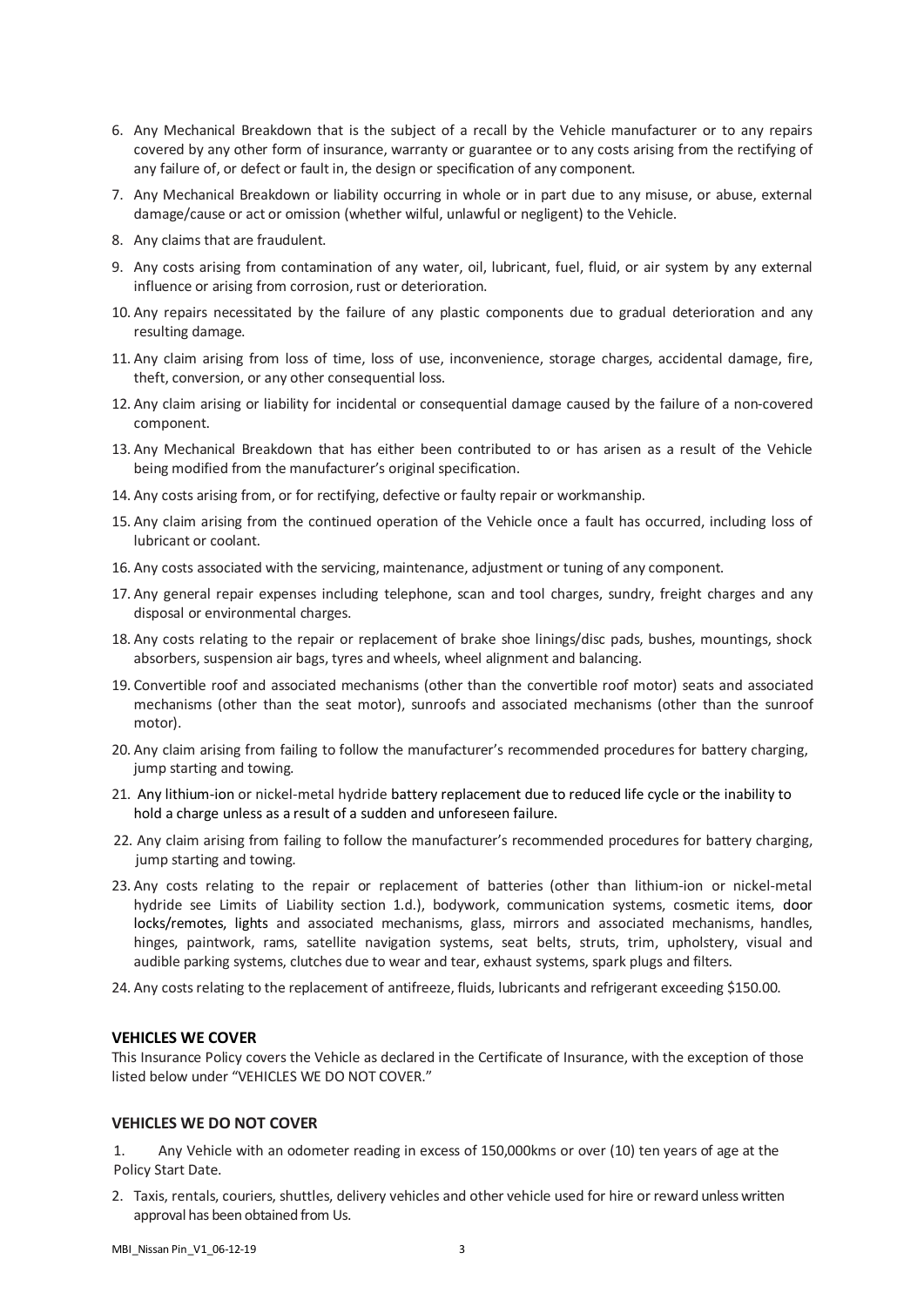6. Any Mechanical Breakdown that is the subject of a recall by the Vehicle manufacturer or to any repairs covered by any other form of insurance, warranty or guarantee or to any costs arising from the rectifying of any failure of, or defect or fault in, the design or specification of any component.
7. Any Mechanical Breakdown or liability occurring in whole or in part due to any misuse, or abuse, external damage/cause or act or omission (whether wilful, unlawful or negligent) to the Vehicle.
8. Any claims that are fraudulent.
9. Any costs arising from contamination of any water, oil, lubricant, fuel, fluid, or air system by any external influence or arising from corrosion, rust or deterioration.
10. Any repairs necessitated by the failure of any plastic components due to gradual deterioration and any resulting damage.
11. Any claim arising from loss of time, loss of use, inconvenience, storage charges, accidental damage, fire, theft, conversion, or any other consequential loss.
12. Any claim arising or liability for incidental or consequential damage caused by the failure of a non-covered component.
13. Any Mechanical Breakdown that has either been contributed to or has arisen as a result of the Vehicle being modified from the manufacturer's original specification.
14. Any costs arising from, or for rectifying, defective or faulty repair or workmanship.
15. Any claim arising from the continued operation of the Vehicle once a fault has occurred, including loss of lubricant or coolant.
16. Any costs associated with the servicing, maintenance, adjustment or tuning of any component.
17. Any general repair expenses including telephone, scan and tool charges, sundry, freight charges and any disposal or environmental charges.
18. Any costs relating to the repair or replacement of brake shoe linings/disc pads, bushes, mountings, shock absorbers, suspension air bags, tyres and wheels, wheel alignment and balancing.
19. Convertible roof and associated mechanisms (other than the convertible roof motor) seats and associated mechanisms (other than the seat motor), sunroofs and associated mechanisms (other than the sunroof motor).
20. Any claim arising from failing to follow the manufacturer's recommended procedures for battery charging, jump starting and towing.
21. Any lithium-ion or nickel-metal hydride battery replacement due to reduced life cycle or the inability to hold a charge unless as a result of a sudden and unforeseen failure.
22. Any claim arising from failing to follow the manufacturer's recommended procedures for battery charging, jump starting and towing.
23. Any costs relating to the repair or replacement of batteries (other than lithium-ion or nickel-metal hydride see Limits of Liability section 1.d.), bodywork, communication systems, cosmetic items, door locks/remotes, lights and associated mechanisms, glass, mirrors and associated mechanisms, handles, hinges, paintwork, rams, satellite navigation systems, seat belts, struts, trim, upholstery, visual and audible parking systems, clutches due to wear and tear, exhaust systems, spark plugs and filters.
24. Any costs relating to the replacement of antifreeze, fluids, lubricants and refrigerant exceeding $150.00.

**VEHICLES WE COVER**

This Insurance Policy covers the Vehicle as declared in the Certificate of Insurance, with the exception of those listed below under "VEHICLES WE DO NOT COVER."

**VEHICLES WE DO NOT COVER**

1. Any Vehicle with an odometer reading in excess of 150,000kms or over (10) ten years of age at the Policy Start Date.
2. Taxis, rentals, couriers, shuttles, delivery vehicles and other vehicle used for hire or reward unless written approval has been obtained from Us.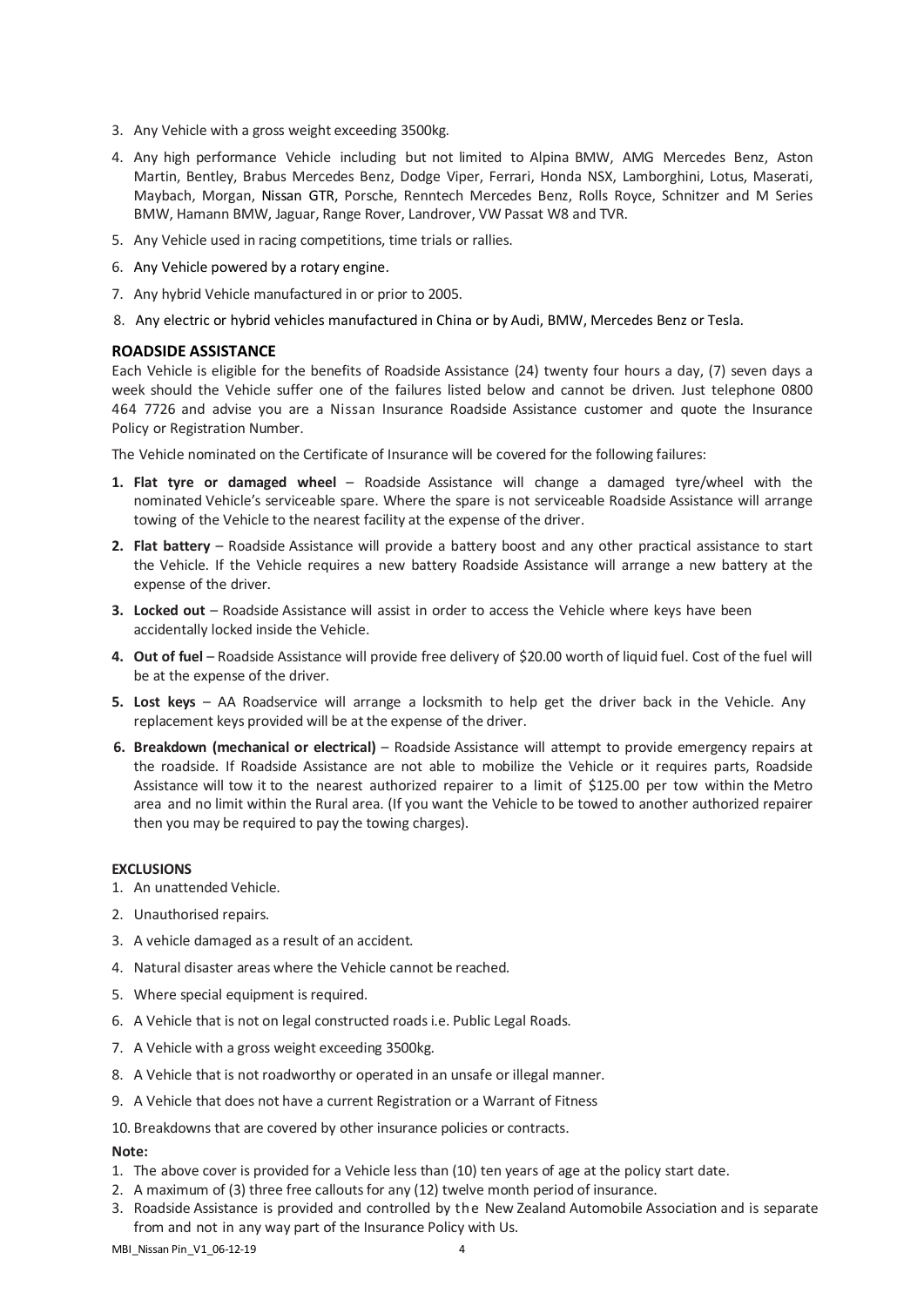3. Any Vehicle with a gross weight exceeding 3500kg.
4. Any high performance Vehicle including but not limited to Alpina BMW, AMG Mercedes Benz, Aston Martin, Bentley, Brabus Mercedes Benz, Dodge Viper, Ferrari, Honda NSX, Lamborghini, Lotus, Maserati, Maybach, Morgan, Nissan GTR, Porsche, Renntech Mercedes Benz, Rolls Royce, Schnitzer and M Series BMW, Hamann BMW, Jaguar, Range Rover, Landrover, VW Passat W8 and TVR.
5. Any Vehicle used in racing competitions, time trials or rallies.
6. Any Vehicle powered by a rotary engine.
7. Any hybrid Vehicle manufactured in or prior to 2005.
8. Any electric or hybrid vehicles manufactured in China or by Audi, BMW, Mercedes Benz or Tesla.

## ROADSIDE ASSISTANCE

Each Vehicle is eligible for the benefits of Roadside Assistance (24) twenty four hours a day, (7) seven days a week should the Vehicle suffer one of the failures listed below and cannot be driven. Just telephone 0800 464 7726 and advise you are a Nissan Insurance Roadside Assistance customer and quote the Insurance Policy or Registration Number.

The Vehicle nominated on the Certificate of Insurance will be covered for the following failures:

1. **Flat tyre or damaged wheel** – Roadside Assistance will change a damaged tyre/wheel with the nominated Vehicle's serviceable spare. Where the spare is not serviceable Roadside Assistance will arrange towing of the Vehicle to the nearest facility at the expense of the driver.
2. **Flat battery** – Roadside Assistance will provide a battery boost and any other practical assistance to start the Vehicle. If the Vehicle requires a new battery Roadside Assistance will arrange a new battery at the expense of the driver.
3. **Locked out** – Roadside Assistance will assist in order to access the Vehicle where keys have been accidentally locked inside the Vehicle.
4. **Out of fuel** – Roadside Assistance will provide free delivery of $20.00 worth of liquid fuel. Cost of the fuel will be at the expense of the driver.
5. **Lost keys** – AA Roadservice will arrange a locksmith to help get the driver back in the Vehicle. Any replacement keys provided will be at the expense of the driver.
6. **Breakdown (mechanical or electrical)** – Roadside Assistance will attempt to provide emergency repairs at the roadside. If Roadside Assistance are not able to mobilize the Vehicle or it requires parts, Roadside Assistance will tow it to the nearest authorized repairer to a limit of $125.00 per tow within the Metro area and no limit within the Rural area. (If you want the Vehicle to be towed to another authorized repairer then you may be required to pay the towing charges).

### EXCLUSIONS

1. An unattended Vehicle.
2. Unauthorised repairs.
3. A vehicle damaged as a result of an accident.
4. Natural disaster areas where the Vehicle cannot be reached.
5. Where special equipment is required.
6. A Vehicle that is not on legal constructed roads i.e. Public Legal Roads.
7. A Vehicle with a gross weight exceeding 3500kg.
8. A Vehicle that is not roadworthy or operated in an unsafe or illegal manner.
9. A Vehicle that does not have a current Registration or a Warrant of Fitness
10. Breakdowns that are covered by other insurance policies or contracts.

**Note:**

1. The above cover is provided for a Vehicle less than (10) ten years of age at the policy start date.
2. A maximum of (3) three free callouts for any (12) twelve month period of insurance.
3. Roadside Assistance is provided and controlled by the New Zealand Automobile Association and is separate from and not in any way part of the Insurance Policy with Us.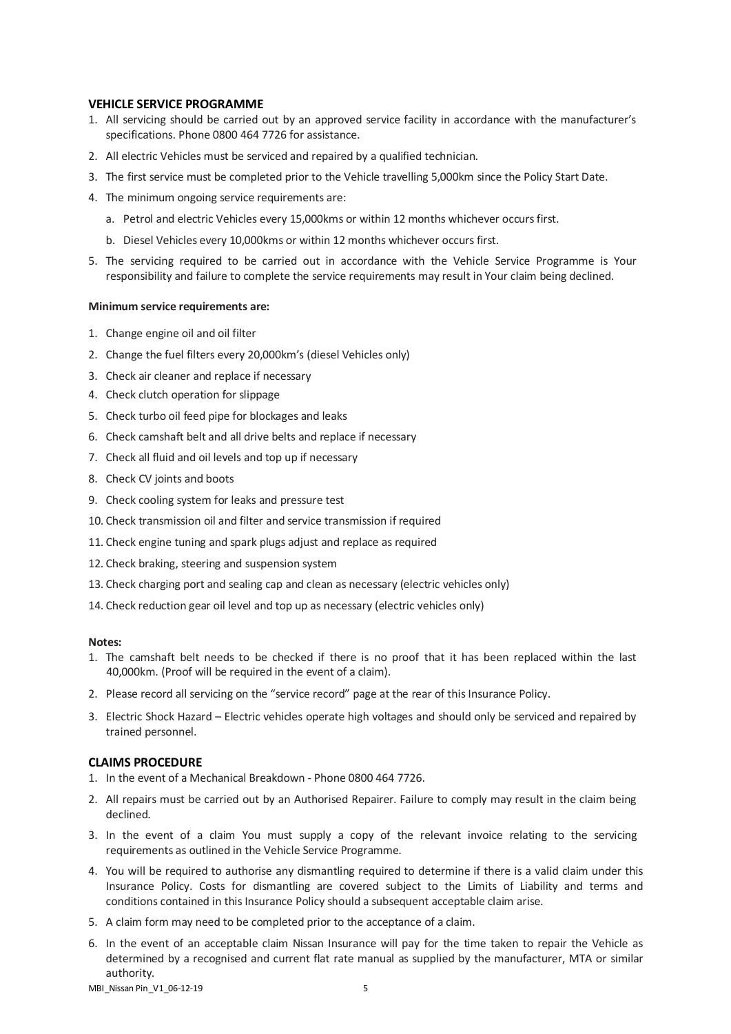## VEHICLE SERVICE PROGRAMME

1. All servicing should be carried out by an approved service facility in accordance with the manufacturer's specifications. Phone 0800 464 7726 for assistance.
2. All electric Vehicles must be serviced and repaired by a qualified technician.
3. The first service must be completed prior to the Vehicle travelling 5,000km since the Policy Start Date.
4. The minimum ongoing service requirements are:
   a. Petrol and electric Vehicles every 15,000kms or within 12 months whichever occurs first.
   b. Diesel Vehicles every 10,000kms or within 12 months whichever occurs first.
5. The servicing required to be carried out in accordance with the Vehicle Service Programme is Your responsibility and failure to complete the service requirements may result in Your claim being declined.

**Minimum service requirements are:**

1. Change engine oil and oil filter
2. Change the fuel filters every 20,000km's (diesel Vehicles only)
3. Check air cleaner and replace if necessary
4. Check clutch operation for slippage
5. Check turbo oil feed pipe for blockages and leaks
6. Check camshaft belt and all drive belts and replace if necessary
7. Check all fluid and oil levels and top up if necessary
8. Check CV joints and boots
9. Check cooling system for leaks and pressure test
10. Check transmission oil and filter and service transmission if required
11. Check engine tuning and spark plugs adjust and replace as required
12. Check braking, steering and suspension system
13. Check charging port and sealing cap and clean as necessary (electric vehicles only)
14. Check reduction gear oil level and top up as necessary (electric vehicles only)

**Notes:**

1. The camshaft belt needs to be checked if there is no proof that it has been replaced within the last 40,000km. (Proof will be required in the event of a claim).
2. Please record all servicing on the "service record" page at the rear of this Insurance Policy.
3. Electric Shock Hazard – Electric vehicles operate high voltages and should only be serviced and repaired by trained personnel.

## CLAIMS PROCEDURE

1. In the event of a Mechanical Breakdown - Phone 0800 464 7726.
2. All repairs must be carried out by an Authorised Repairer. Failure to comply may result in the claim being declined.
3. In the event of a claim You must supply a copy of the relevant invoice relating to the servicing requirements as outlined in the Vehicle Service Programme.
4. You will be required to authorise any dismantling required to determine if there is a valid claim under this Insurance Policy. Costs for dismantling are covered subject to the Limits of Liability and terms and conditions contained in this Insurance Policy should a subsequent acceptable claim arise.
5. A claim form may need to be completed prior to the acceptance of a claim.
6. In the event of an acceptable claim Nissan Insurance will pay for the time taken to repair the Vehicle as determined by a recognised and current flat rate manual as supplied by the manufacturer, MTA or similar authority.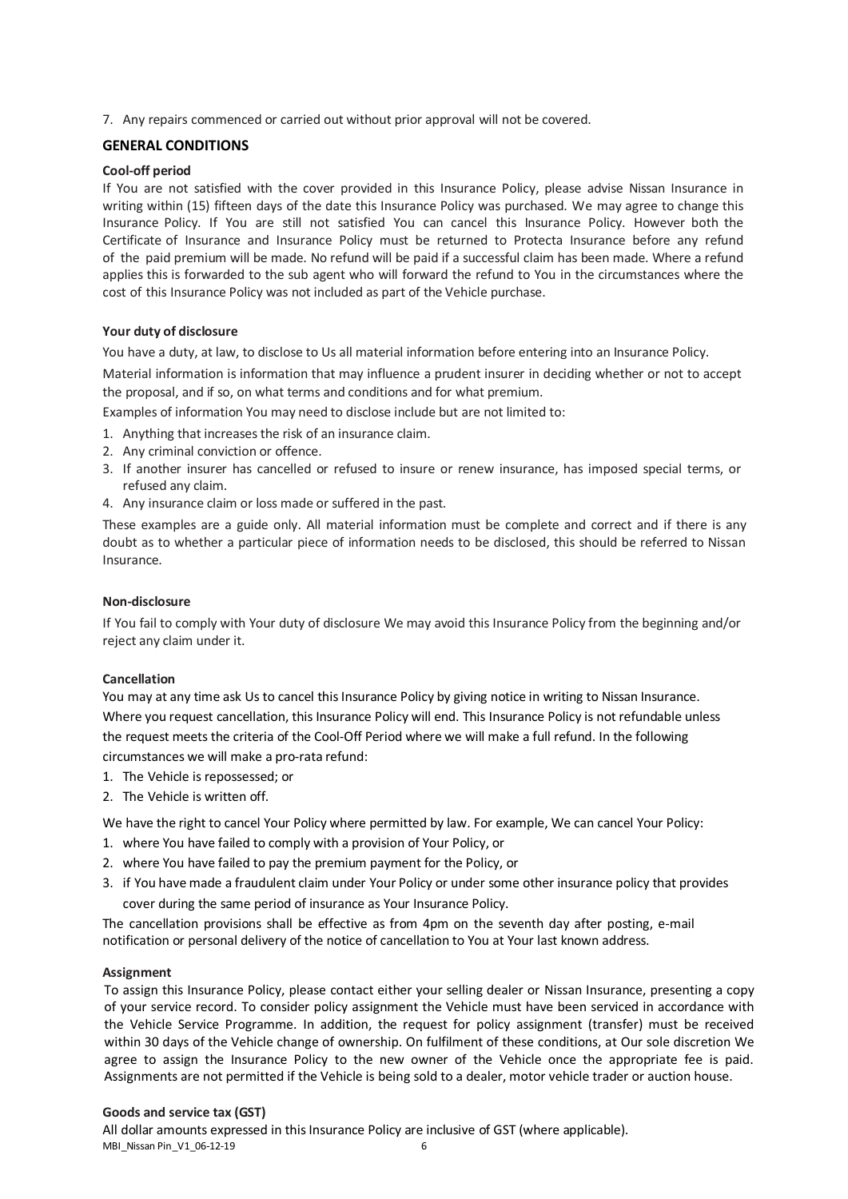7. Any repairs commenced or carried out without prior approval will not be covered.

## GENERAL CONDITIONS

### Cool-off period

If You are not satisfied with the cover provided in this Insurance Policy, please advise Nissan Insurance in writing within (15) fifteen days of the date this Insurance Policy was purchased. We may agree to change this Insurance Policy. If You are still not satisfied You can cancel this Insurance Policy. However both the Certificate of Insurance and Insurance Policy must be returned to Protecta Insurance before any refund of the paid premium will be made. No refund will be paid if a successful claim has been made. Where a refund applies this is forwarded to the sub agent who will forward the refund to You in the circumstances where the cost of this Insurance Policy was not included as part of the Vehicle purchase.

### Your duty of disclosure

You have a duty, at law, to disclose to Us all material information before entering into an Insurance Policy.

Material information is information that may influence a prudent insurer in deciding whether or not to accept the proposal, and if so, on what terms and conditions and for what premium.

Examples of information You may need to disclose include but are not limited to:

1. Anything that increases the risk of an insurance claim.
2. Any criminal conviction or offence.
3. If another insurer has cancelled or refused to insure or renew insurance, has imposed special terms, or refused any claim.
4. Any insurance claim or loss made or suffered in the past.

These examples are a guide only. All material information must be complete and correct and if there is any doubt as to whether a particular piece of information needs to be disclosed, this should be referred to Nissan Insurance.

### Non-disclosure

If You fail to comply with Your duty of disclosure We may avoid this Insurance Policy from the beginning and/or reject any claim under it.

### Cancellation

You may at any time ask Us to cancel this Insurance Policy by giving notice in writing to Nissan Insurance. Where you request cancellation, this Insurance Policy will end. This Insurance Policy is not refundable unless the request meets the criteria of the Cool-Off Period where we will make a full refund. In the following circumstances we will make a pro-rata refund:

1. The Vehicle is repossessed; or
2. The Vehicle is written off.

We have the right to cancel Your Policy where permitted by law. For example, We can cancel Your Policy:

1. where You have failed to comply with a provision of Your Policy, or
2. where You have failed to pay the premium payment for the Policy, or
3. if You have made a fraudulent claim under Your Policy or under some other insurance policy that provides cover during the same period of insurance as Your Insurance Policy.

The cancellation provisions shall be effective as from 4pm on the seventh day after posting, e-mail notification or personal delivery of the notice of cancellation to You at Your last known address.

### Assignment

To assign this Insurance Policy, please contact either your selling dealer or Nissan Insurance, presenting a copy of your service record. To consider policy assignment the Vehicle must have been serviced in accordance with the Vehicle Service Programme. In addition, the request for policy assignment (transfer) must be received within 30 days of the Vehicle change of ownership. On fulfilment of these conditions, at Our sole discretion We agree to assign the Insurance Policy to the new owner of the Vehicle once the appropriate fee is paid. Assignments are not permitted if the Vehicle is being sold to a dealer, motor vehicle trader or auction house.

### Goods and service tax (GST)

All dollar amounts expressed in this Insurance Policy are inclusive of GST (where applicable).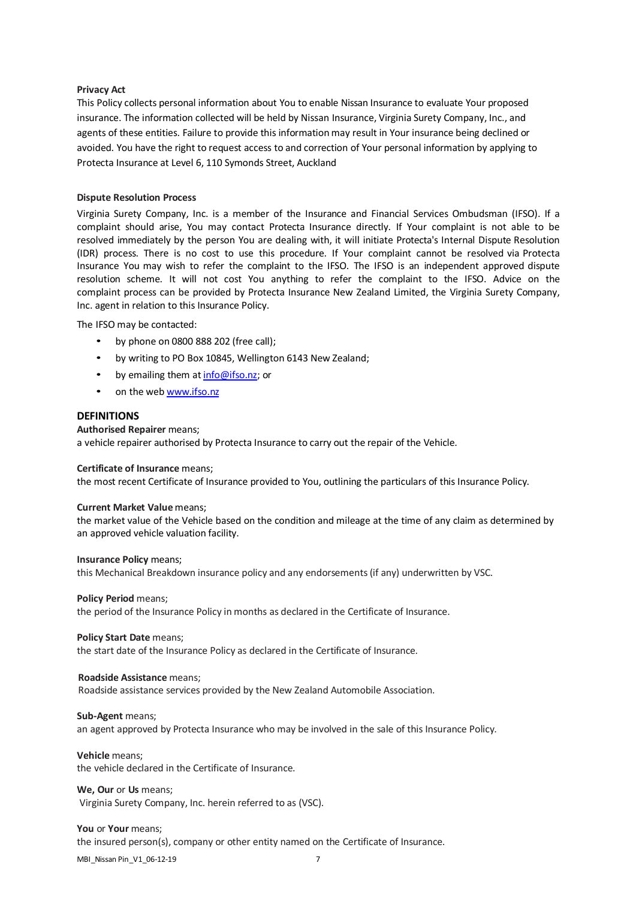**Privacy Act**

This Policy collects personal information about You to enable Nissan Insurance to evaluate Your proposed insurance. The information collected will be held by Nissan Insurance, Virginia Surety Company, Inc., and agents of these entities. Failure to provide this information may result in Your insurance being declined or avoided. You have the right to request access to and correction of Your personal information by applying to Protecta Insurance at Level 6, 110 Symonds Street, Auckland

**Dispute Resolution Process**

Virginia Surety Company, Inc. is a member of the Insurance and Financial Services Ombudsman (IFSO). If a complaint should arise, You may contact Protecta Insurance directly. If Your complaint is not able to be resolved immediately by the person You are dealing with, it will initiate Protecta's Internal Dispute Resolution (IDR) process. There is no cost to use this procedure. If Your complaint cannot be resolved via Protecta Insurance You may wish to refer the complaint to the IFSO. The IFSO is an independent approved dispute resolution scheme. It will not cost You anything to refer the complaint to the IFSO. Advice on the complaint process can be provided by Protecta Insurance New Zealand Limited, the Virginia Surety Company, Inc. agent in relation to this Insurance Policy.

The IFSO may be contacted:

- by phone on 0800 888 202 (free call);
- by writing to PO Box 10845, Wellington 6143 New Zealand;
- by emailing them at info@ifso.nz; or
- on the web www.ifso.nz

## DEFINITIONS

**Authorised Repairer** means;
a vehicle repairer authorised by Protecta Insurance to carry out the repair of the Vehicle.

**Certificate of Insurance** means;
the most recent Certificate of Insurance provided to You, outlining the particulars of this Insurance Policy.

**Current Market Value** means;
the market value of the Vehicle based on the condition and mileage at the time of any claim as determined by an approved vehicle valuation facility.

**Insurance Policy** means;
this Mechanical Breakdown insurance policy and any endorsements (if any) underwritten by VSC.

**Policy Period** means;
the period of the Insurance Policy in months as declared in the Certificate of Insurance.

**Policy Start Date** means;
the start date of the Insurance Policy as declared in the Certificate of Insurance.

**Roadside Assistance** means;
Roadside assistance services provided by the New Zealand Automobile Association.

**Sub-Agent** means;
an agent approved by Protecta Insurance who may be involved in the sale of this Insurance Policy.

**Vehicle** means;
the vehicle declared in the Certificate of Insurance.

**We, Our** or **Us** means;
Virginia Surety Company, Inc. herein referred to as (VSC).

**You** or **Your** means;
the insured person(s), company or other entity named on the Certificate of Insurance.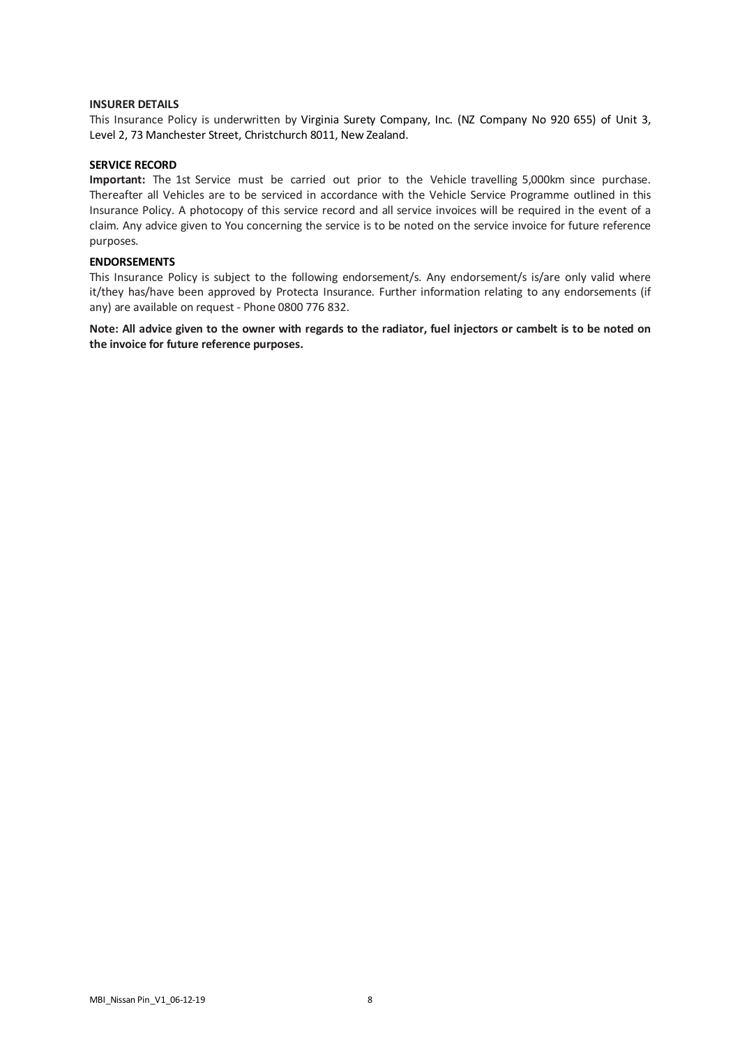**INSURER DETAILS**

This Insurance Policy is underwritten by Virginia Surety Company, Inc. (NZ Company No 920 655) of Unit 3, Level 2, 73 Manchester Street, Christchurch 8011, New Zealand.

**SERVICE RECORD**

**Important:** The 1st Service must be carried out prior to the Vehicle travelling 5,000km since purchase. Thereafter all Vehicles are to be serviced in accordance with the Vehicle Service Programme outlined in this Insurance Policy. A photocopy of this service record and all service invoices will be required in the event of a claim. Any advice given to You concerning the service is to be noted on the service invoice for future reference purposes.

**ENDORSEMENTS**

This Insurance Policy is subject to the following endorsement/s. Any endorsement/s is/are only valid where it/they has/have been approved by Protecta Insurance. Further information relating to any endorsements (if any) are available on request - Phone 0800 776 832.

**Note: All advice given to the owner with regards to the radiator, fuel injectors or cambelt is to be noted on the invoice for future reference purposes.**